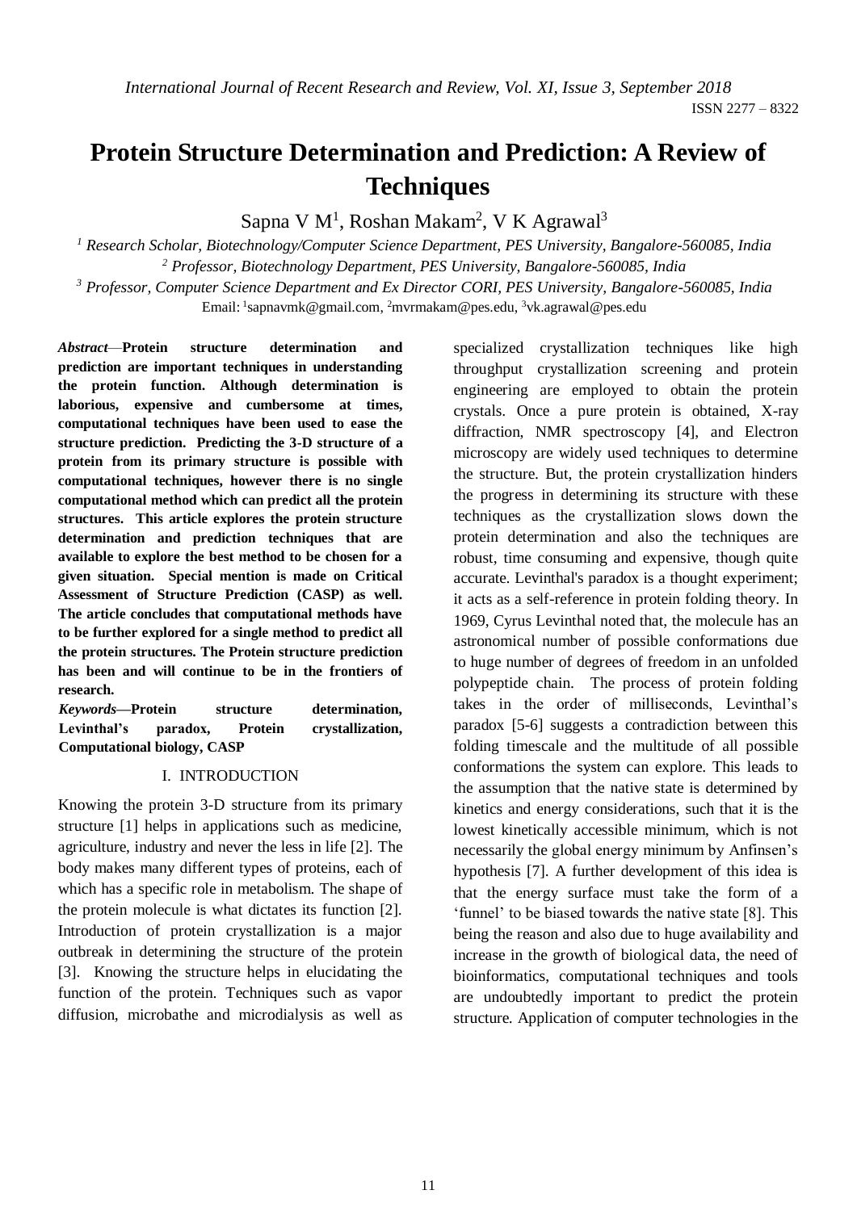# Protein Structure Determination and Prediction: A Review of Techniques

Sapna V M[1], Roshan Makam[2], V K Agrawal[3]

[1] *Research Scholar, Biotechnology/Computer Science Department, PES University, Bangalore-560085, India*
[2] *Professor, Biotechnology Department, PES University, Bangalore-560085, India*
[3] *Professor, Computer Science Department and Ex Director CORI, PES University, Bangalore-560085, India*
Email: [1]sapnavmk@gmail.com, [2]mvrmakam@pes.edu, [3]vk.agrawal@pes.edu

***Abstract*—Protein structure determination and prediction are important techniques in understanding the protein function. Although determination is laborious, expensive and cumbersome at times, computational techniques have been used to ease the structure prediction. Predicting the 3-D structure of a protein from its primary structure is possible with computational techniques, however there is no single computational method which can predict all the protein structures. This article explores the protein structure determination and prediction techniques that are available to explore the best method to be chosen for a given situation. Special mention is made on Critical Assessment of Structure Prediction (CASP) as well. The article concludes that computational methods have to be further explored for a single method to predict all the protein structures. The Protein structure prediction has been and will continue to be in the frontiers of research.**

***Keywords*—Protein structure determination, Levinthal's paradox, Protein crystallization, Computational biology, CASP**

## I. INTRODUCTION

Knowing the protein 3-D structure from its primary structure [1] helps in applications such as medicine, agriculture, industry and never the less in life [2]. The body makes many different types of proteins, each of which has a specific role in metabolism. The shape of the protein molecule is what dictates its function [2]. Introduction of protein crystallization is a major outbreak in determining the structure of the protein [3]. Knowing the structure helps in elucidating the function of the protein. Techniques such as vapor diffusion, microbathe and microdialysis as well as specialized crystallization techniques like high throughput crystallization screening and protein engineering are employed to obtain the protein crystals. Once a pure protein is obtained, X-ray diffraction, NMR spectroscopy [4], and Electron microscopy are widely used techniques to determine the structure. But, the protein crystallization hinders the progress in determining its structure with these techniques as the crystallization slows down the protein determination and also the techniques are robust, time consuming and expensive, though quite accurate. Levinthal's paradox is a thought experiment; it acts as a self-reference in protein folding theory. In 1969, Cyrus Levinthal noted that, the molecule has an astronomical number of possible conformations due to huge number of degrees of freedom in an unfolded polypeptide chain. The process of protein folding takes in the order of milliseconds, Levinthal's paradox [5-6] suggests a contradiction between this folding timescale and the multitude of all possible conformations the system can explore. This leads to the assumption that the native state is determined by kinetics and energy considerations, such that it is the lowest kinetically accessible minimum, which is not necessarily the global energy minimum by Anfinsen's hypothesis [7]. A further development of this idea is that the energy surface must take the form of a 'funnel' to be biased towards the native state [8]. This being the reason and also due to huge availability and increase in the growth of biological data, the need of bioinformatics, computational techniques and tools are undoubtedly important to predict the protein structure. Application of computer technologies in the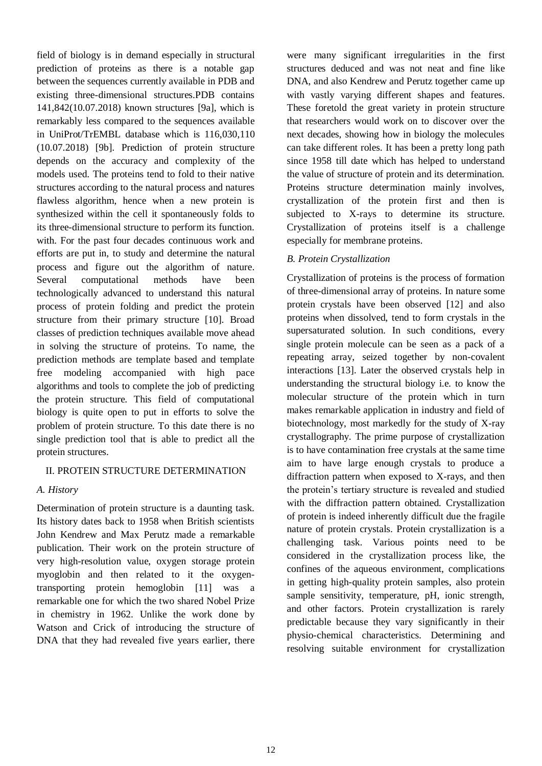field of biology is in demand especially in structural prediction of proteins as there is a notable gap between the sequences currently available in PDB and existing three-dimensional structures.PDB contains 141,842(10.07.2018) known structures [9a], which is remarkably less compared to the sequences available in UniProt/TrEMBL database which is 116,030,110 (10.07.2018) [9b]. Prediction of protein structure depends on the accuracy and complexity of the models used. The proteins tend to fold to their native structures according to the natural process and natures flawless algorithm, hence when a new protein is synthesized within the cell it spontaneously folds to its three-dimensional structure to perform its function. with. For the past four decades continuous work and efforts are put in, to study and determine the natural process and figure out the algorithm of nature. Several computational methods have been technologically advanced to understand this natural process of protein folding and predict the protein structure from their primary structure [10]. Broad classes of prediction techniques available move ahead in solving the structure of proteins. To name, the prediction methods are template based and template free modeling accompanied with high pace algorithms and tools to complete the job of predicting the protein structure. This field of computational biology is quite open to put in efforts to solve the problem of protein structure. To this date there is no single prediction tool that is able to predict all the protein structures.

## II. PROTEIN STRUCTURE DETERMINATION

### *A. History*

Determination of protein structure is a daunting task. Its history dates back to 1958 when British scientists John Kendrew and Max Perutz made a remarkable publication. Their work on the protein structure of very high-resolution value, oxygen storage protein myoglobin and then related to it the oxygen-transporting protein hemoglobin [11] was a remarkable one for which the two shared Nobel Prize in chemistry in 1962. Unlike the work done by Watson and Crick of introducing the structure of DNA that they had revealed five years earlier, there were many significant irregularities in the first structures deduced and was not neat and fine like DNA, and also Kendrew and Perutz together came up with vastly varying different shapes and features. These foretold the great variety in protein structure that researchers would work on to discover over the next decades, showing how in biology the molecules can take different roles. It has been a pretty long path since 1958 till date which has helped to understand the value of structure of protein and its determination. Proteins structure determination mainly involves, crystallization of the protein first and then is subjected to X-rays to determine its structure. Crystallization of proteins itself is a challenge especially for membrane proteins.

### *B. Protein Crystallization*

Crystallization of proteins is the process of formation of three-dimensional array of proteins. In nature some protein crystals have been observed [12] and also proteins when dissolved, tend to form crystals in the supersaturated solution. In such conditions, every single protein molecule can be seen as a pack of a repeating array, seized together by non-covalent interactions [13]. Later the observed crystals help in understanding the structural biology i.e. to know the molecular structure of the protein which in turn makes remarkable application in industry and field of biotechnology, most markedly for the study of X-ray crystallography. The prime purpose of crystallization is to have contamination free crystals at the same time aim to have large enough crystals to produce a diffraction pattern when exposed to X-rays, and then the protein's tertiary structure is revealed and studied with the diffraction pattern obtained. Crystallization of protein is indeed inherently difficult due the fragile nature of protein crystals. Protein crystallization is a challenging task. Various points need to be considered in the crystallization process like, the confines of the aqueous environment, complications in getting high-quality protein samples, also protein sample sensitivity, temperature, pH, ionic strength, and other factors. Protein crystallization is rarely predictable because they vary significantly in their physio-chemical characteristics. Determining and resolving suitable environment for crystallization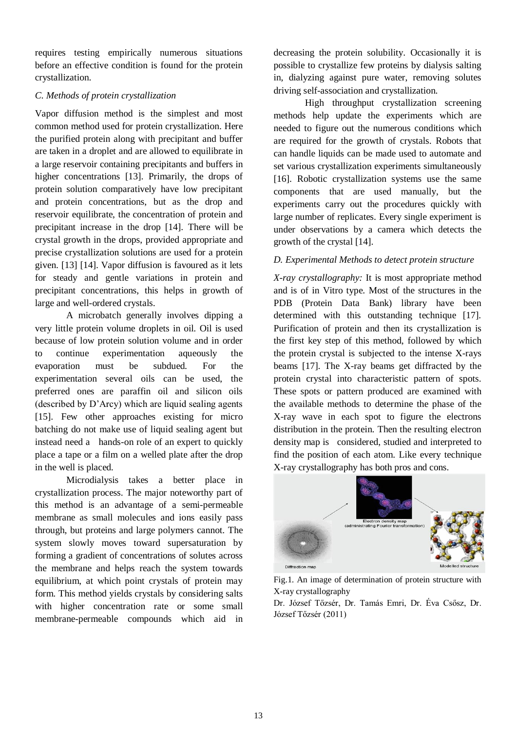requires testing empirically numerous situations before an effective condition is found for the protein crystallization.

### *C. Methods of protein crystallization*

Vapor diffusion method is the simplest and most common method used for protein crystallization. Here the purified protein along with precipitant and buffer are taken in a droplet and are allowed to equilibrate in a large reservoir containing precipitants and buffers in higher concentrations [13]. Primarily, the drops of protein solution comparatively have low precipitant and protein concentrations, but as the drop and reservoir equilibrate, the concentration of protein and precipitant increase in the drop [14]. There will be crystal growth in the drops, provided appropriate and precise crystallization solutions are used for a protein given. [13] [14]. Vapor diffusion is favoured as it lets for steady and gentle variations in protein and precipitant concentrations, this helps in growth of large and well-ordered crystals.

A microbatch generally involves dipping a very little protein volume droplets in oil. Oil is used because of low protein solution volume and in order to continue experimentation aqueously the evaporation must be subdued. For the experimentation several oils can be used, the preferred ones are paraffin oil and silicon oils (described by D'Arcy) which are liquid sealing agents [15]. Few other approaches existing for micro batching do not make use of liquid sealing agent but instead need a hands-on role of an expert to quickly place a tape or a film on a welled plate after the drop in the well is placed.

Microdialysis takes a better place in crystallization process. The major noteworthy part of this method is an advantage of a semi-permeable membrane as small molecules and ions easily pass through, but proteins and large polymers cannot. The system slowly moves toward supersaturation by forming a gradient of concentrations of solutes across the membrane and helps reach the system towards equilibrium, at which point crystals of protein may form. This method yields crystals by considering salts with higher concentration rate or some small membrane-permeable compounds which aid in decreasing the protein solubility. Occasionally it is possible to crystallize few proteins by dialysis salting in, dialyzing against pure water, removing solutes driving self-association and crystallization.

High throughput crystallization screening methods help update the experiments which are needed to figure out the numerous conditions which are required for the growth of crystals. Robots that can handle liquids can be made used to automate and set various crystallization experiments simultaneously [16]. Robotic crystallization systems use the same components that are used manually, but the experiments carry out the procedures quickly with large number of replicates. Every single experiment is under observations by a camera which detects the growth of the crystal [14].

### *D. Experimental Methods to detect protein structure*

*X-ray crystallography:* It is most appropriate method and is of in Vitro type. Most of the structures in the PDB (Protein Data Bank) library have been determined with this outstanding technique [17]. Purification of protein and then its crystallization is the first key step of this method, followed by which the protein crystal is subjected to the intense X-rays beams [17]. The X-ray beams get diffracted by the protein crystal into characteristic pattern of spots. These spots or pattern produced are examined with the available methods to determine the phase of the X-ray wave in each spot to figure the electrons distribution in the protein. Then the resulting electron density map is considered, studied and interpreted to find the position of each atom. Like every technique X-ray crystallography has both pros and cons.

Fig.1. An image of determination of protein structure with X-ray crystallography

Dr. József Tőzsér, Dr. Tamás Emri, Dr. Éva Csősz, Dr. József Tőzsér (2011)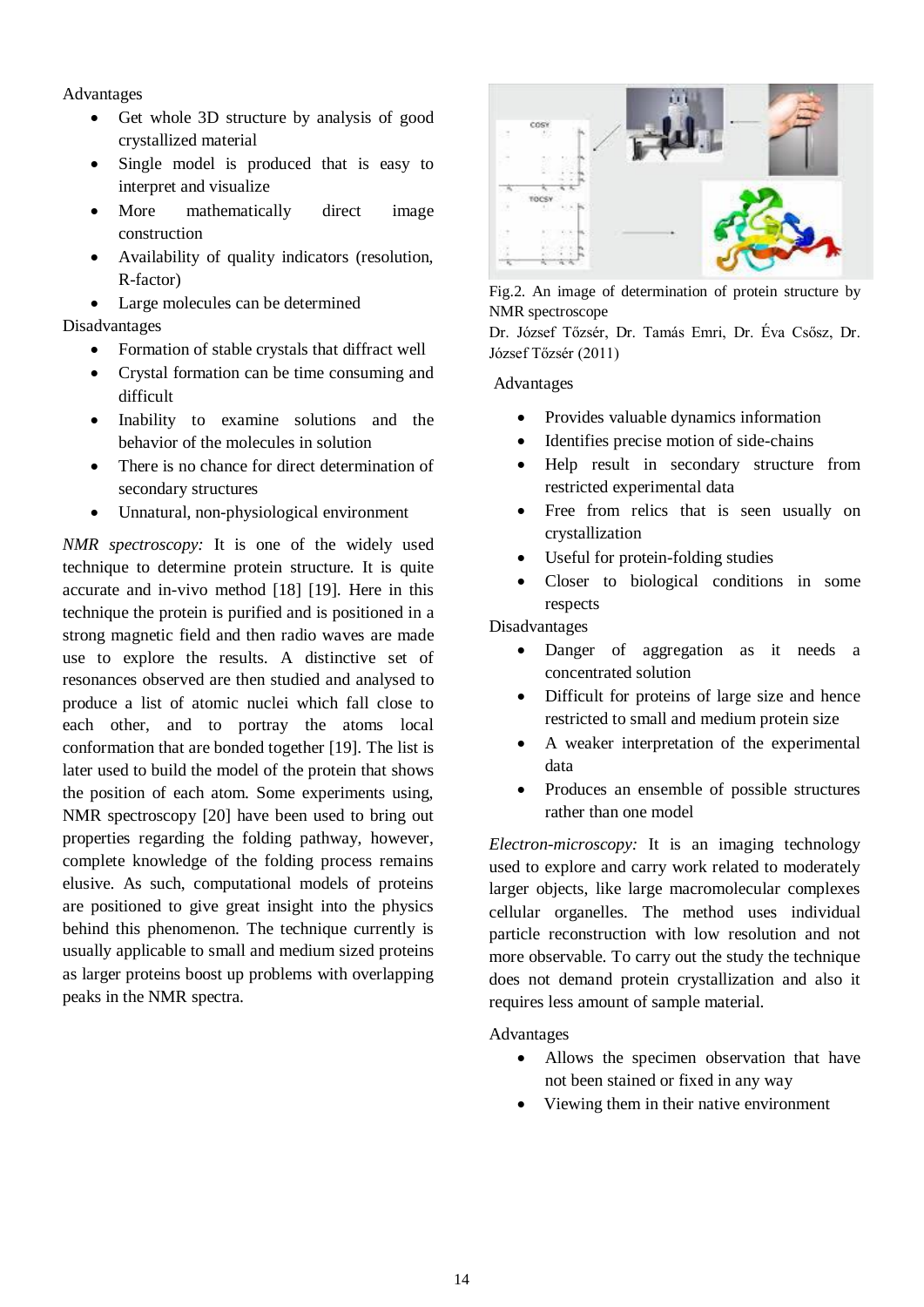Advantages

- Get whole 3D structure by analysis of good crystallized material
- Single model is produced that is easy to interpret and visualize
- More mathematically direct image construction
- Availability of quality indicators (resolution, R-factor)
- Large molecules can be determined

Disadvantages

- Formation of stable crystals that diffract well
- Crystal formation can be time consuming and difficult
- Inability to examine solutions and the behavior of the molecules in solution
- There is no chance for direct determination of secondary structures
- Unnatural, non-physiological environment

*NMR spectroscopy:* It is one of the widely used technique to determine protein structure. It is quite accurate and in-vivo method [18] [19]. Here in this technique the protein is purified and is positioned in a strong magnetic field and then radio waves are made use to explore the results. A distinctive set of resonances observed are then studied and analysed to produce a list of atomic nuclei which fall close to each other, and to portray the atoms local conformation that are bonded together [19]. The list is later used to build the model of the protein that shows the position of each atom. Some experiments using, NMR spectroscopy [20] have been used to bring out properties regarding the folding pathway, however, complete knowledge of the folding process remains elusive. As such, computational models of proteins are positioned to give great insight into the physics behind this phenomenon. The technique currently is usually applicable to small and medium sized proteins as larger proteins boost up problems with overlapping peaks in the NMR spectra.

Fig.2. An image of determination of protein structure by NMR spectroscope

Dr. József Tőzsér, Dr. Tamás Emri, Dr. Éva Csősz, Dr. József Tőzsér (2011)

Advantages

- Provides valuable dynamics information
- Identifies precise motion of side-chains
- Help result in secondary structure from restricted experimental data
- Free from relics that is seen usually on crystallization
- Useful for protein-folding studies
- Closer to biological conditions in some respects

Disadvantages

- Danger of aggregation as it needs a concentrated solution
- Difficult for proteins of large size and hence restricted to small and medium protein size
- A weaker interpretation of the experimental data
- Produces an ensemble of possible structures rather than one model

*Electron-microscopy:* It is an imaging technology used to explore and carry work related to moderately larger objects, like large macromolecular complexes cellular organelles. The method uses individual particle reconstruction with low resolution and not more observable. To carry out the study the technique does not demand protein crystallization and also it requires less amount of sample material.

Advantages

- Allows the specimen observation that have not been stained or fixed in any way
- Viewing them in their native environment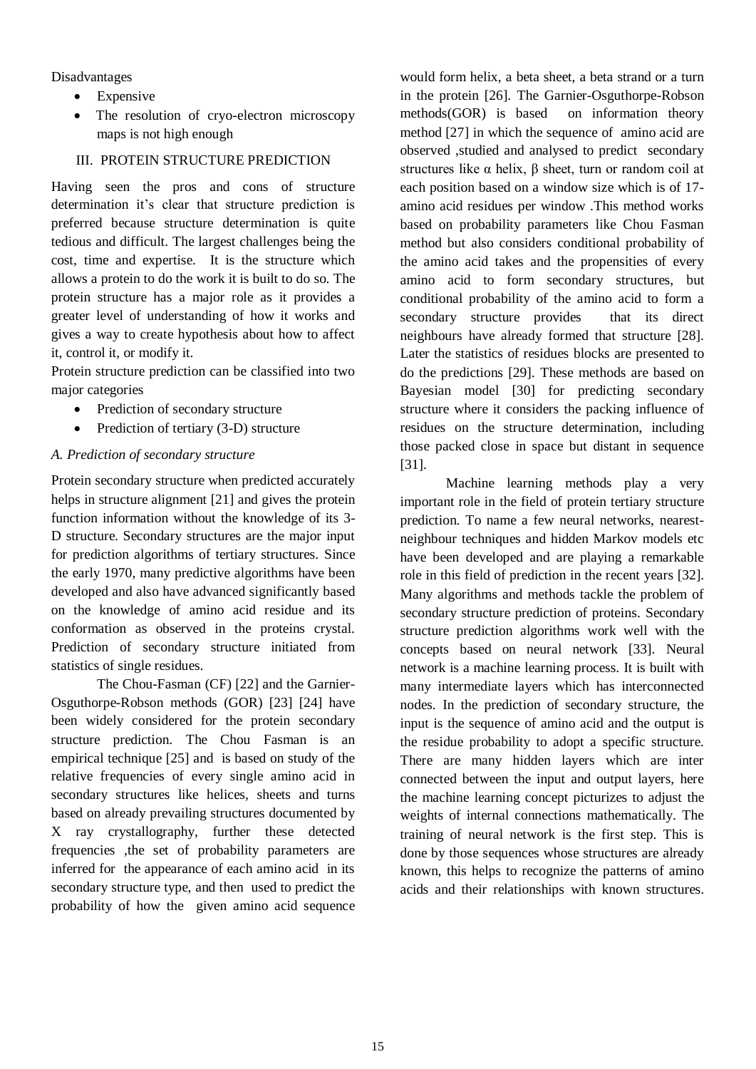Disadvantages

- Expensive
- The resolution of cryo-electron microscopy maps is not high enough

## III. PROTEIN STRUCTURE PREDICTION

Having seen the pros and cons of structure determination it's clear that structure prediction is preferred because structure determination is quite tedious and difficult. The largest challenges being the cost, time and expertise. It is the structure which allows a protein to do the work it is built to do so. The protein structure has a major role as it provides a greater level of understanding of how it works and gives a way to create hypothesis about how to affect it, control it, or modify it.

Protein structure prediction can be classified into two major categories

- Prediction of secondary structure
- Prediction of tertiary (3-D) structure

### *A. Prediction of secondary structure*

Protein secondary structure when predicted accurately helps in structure alignment [21] and gives the protein function information without the knowledge of its 3-D structure. Secondary structures are the major input for prediction algorithms of tertiary structures. Since the early 1970, many predictive algorithms have been developed and also have advanced significantly based on the knowledge of amino acid residue and its conformation as observed in the proteins crystal. Prediction of secondary structure initiated from statistics of single residues.

The Chou-Fasman (CF) [22] and the Garnier-Osguthorpe-Robson methods (GOR) [23] [24] have been widely considered for the protein secondary structure prediction. The Chou Fasman is an empirical technique [25] and is based on study of the relative frequencies of every single amino acid in secondary structures like helices, sheets and turns based on already prevailing structures documented by X ray crystallography, further these detected frequencies ,the set of probability parameters are inferred for the appearance of each amino acid in its secondary structure type, and then used to predict the probability of how the given amino acid sequence would form helix, a beta sheet, a beta strand or a turn in the protein [26]. The Garnier-Osguthorpe-Robson methods(GOR) is based on information theory method [27] in which the sequence of amino acid are observed ,studied and analysed to predict secondary structures like α helix, β sheet, turn or random coil at each position based on a window size which is of 17-amino acid residues per window .This method works based on probability parameters like Chou Fasman method but also considers conditional probability of the amino acid takes and the propensities of every amino acid to form secondary structures, but conditional probability of the amino acid to form a secondary structure provides that its direct neighbours have already formed that structure [28]. Later the statistics of residues blocks are presented to do the predictions [29]. These methods are based on Bayesian model [30] for predicting secondary structure where it considers the packing influence of residues on the structure determination, including those packed close in space but distant in sequence [31].

Machine learning methods play a very important role in the field of protein tertiary structure prediction. To name a few neural networks, nearest-neighbour techniques and hidden Markov models etc have been developed and are playing a remarkable role in this field of prediction in the recent years [32]. Many algorithms and methods tackle the problem of secondary structure prediction of proteins. Secondary structure prediction algorithms work well with the concepts based on neural network [33]. Neural network is a machine learning process. It is built with many intermediate layers which has interconnected nodes. In the prediction of secondary structure, the input is the sequence of amino acid and the output is the residue probability to adopt a specific structure. There are many hidden layers which are inter connected between the input and output layers, here the machine learning concept picturizes to adjust the weights of internal connections mathematically. The training of neural network is the first step. This is done by those sequences whose structures are already known, this helps to recognize the patterns of amino acids and their relationships with known structures.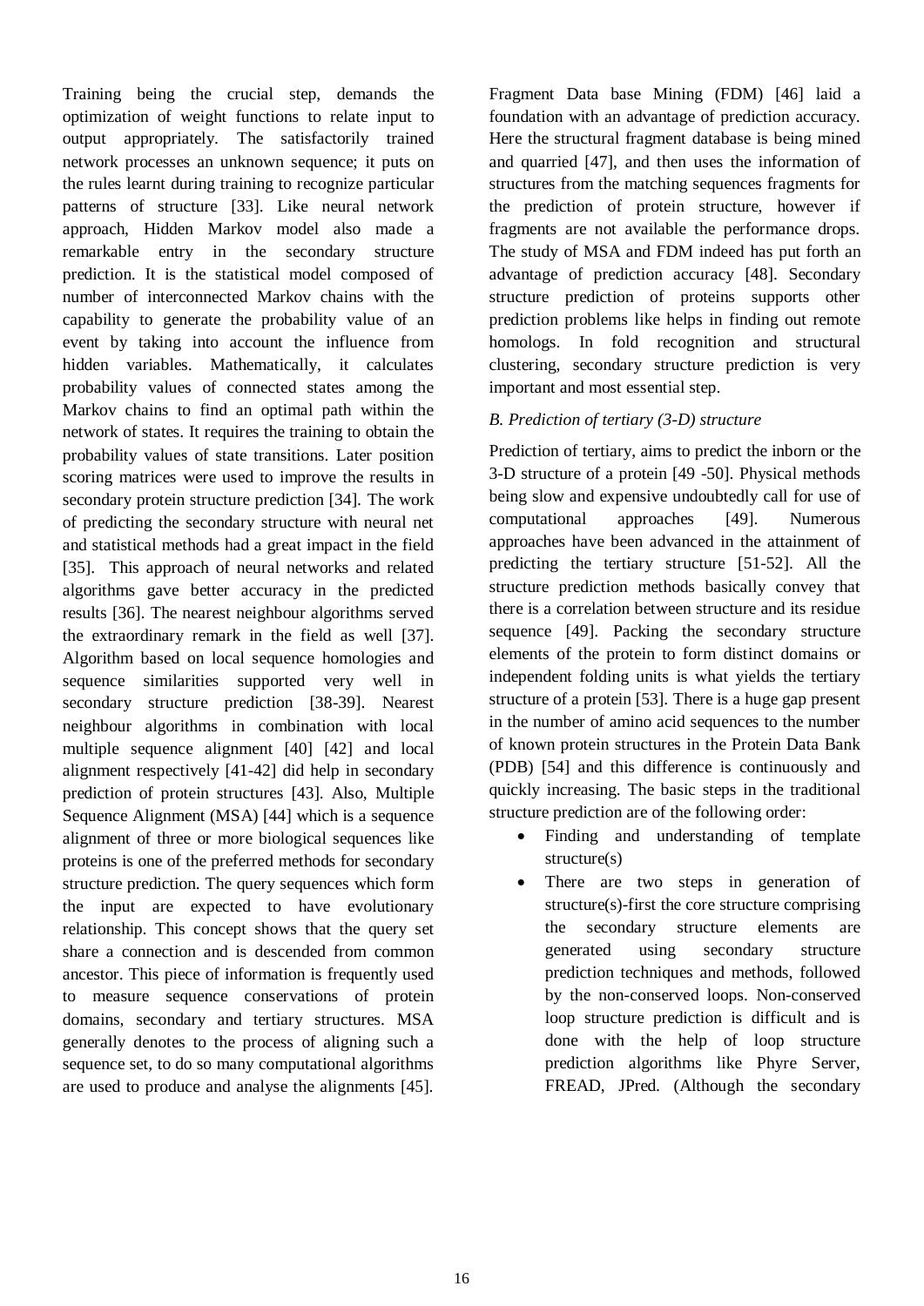Training being the crucial step, demands the optimization of weight functions to relate input to output appropriately. The satisfactorily trained network processes an unknown sequence; it puts on the rules learnt during training to recognize particular patterns of structure [33]. Like neural network approach, Hidden Markov model also made a remarkable entry in the secondary structure prediction. It is the statistical model composed of number of interconnected Markov chains with the capability to generate the probability value of an event by taking into account the influence from hidden variables. Mathematically, it calculates probability values of connected states among the Markov chains to find an optimal path within the network of states. It requires the training to obtain the probability values of state transitions. Later position scoring matrices were used to improve the results in secondary protein structure prediction [34]. The work of predicting the secondary structure with neural net and statistical methods had a great impact in the field [35]. This approach of neural networks and related algorithms gave better accuracy in the predicted results [36]. The nearest neighbour algorithms served the extraordinary remark in the field as well [37]. Algorithm based on local sequence homologies and sequence similarities supported very well in secondary structure prediction [38-39]. Nearest neighbour algorithms in combination with local multiple sequence alignment [40] [42] and local alignment respectively [41-42] did help in secondary prediction of protein structures [43]. Also, Multiple Sequence Alignment (MSA) [44] which is a sequence alignment of three or more biological sequences like proteins is one of the preferred methods for secondary structure prediction. The query sequences which form the input are expected to have evolutionary relationship. This concept shows that the query set share a connection and is descended from common ancestor. This piece of information is frequently used to measure sequence conservations of protein domains, secondary and tertiary structures. MSA generally denotes to the process of aligning such a sequence set, to do so many computational algorithms are used to produce and analyse the alignments [45]. Fragment Data base Mining (FDM) [46] laid a foundation with an advantage of prediction accuracy. Here the structural fragment database is being mined and quarried [47], and then uses the information of structures from the matching sequences fragments for the prediction of protein structure, however if fragments are not available the performance drops. The study of MSA and FDM indeed has put forth an advantage of prediction accuracy [48]. Secondary structure prediction of proteins supports other prediction problems like helps in finding out remote homologs. In fold recognition and structural clustering, secondary structure prediction is very important and most essential step.

*B. Prediction of tertiary (3-D) structure*

Prediction of tertiary, aims to predict the inborn or the 3-D structure of a protein [49 -50]. Physical methods being slow and expensive undoubtedly call for use of computational approaches [49]. Numerous approaches have been advanced in the attainment of predicting the tertiary structure [51-52]. All the structure prediction methods basically convey that there is a correlation between structure and its residue sequence [49]. Packing the secondary structure elements of the protein to form distinct domains or independent folding units is what yields the tertiary structure of a protein [53]. There is a huge gap present in the number of amino acid sequences to the number of known protein structures in the Protein Data Bank (PDB) [54] and this difference is continuously and quickly increasing. The basic steps in the traditional structure prediction are of the following order:

- Finding and understanding of template structure(s)
- There are two steps in generation of structure(s)-first the core structure comprising the secondary structure elements are generated using secondary structure prediction techniques and methods, followed by the non-conserved loops. Non-conserved loop structure prediction is difficult and is done with the help of loop structure prediction algorithms like Phyre Server, FREAD, JPred. (Although the secondary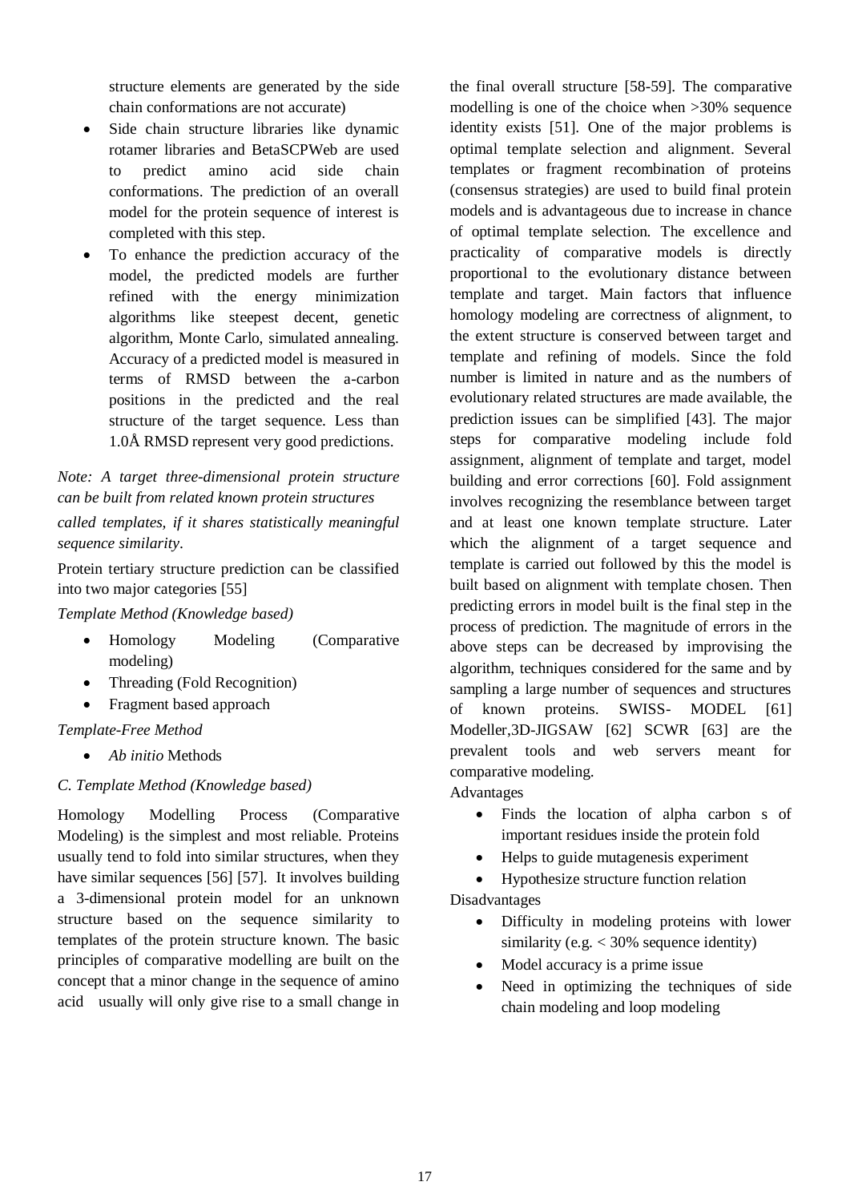structure elements are generated by the side chain conformations are not accurate)

- Side chain structure libraries like dynamic rotamer libraries and BetaSCPWeb are used to predict amino acid side chain conformations. The prediction of an overall model for the protein sequence of interest is completed with this step.
- To enhance the prediction accuracy of the model, the predicted models are further refined with the energy minimization algorithms like steepest decent, genetic algorithm, Monte Carlo, simulated annealing. Accuracy of a predicted model is measured in terms of RMSD between the a-carbon positions in the predicted and the real structure of the target sequence. Less than 1.0Å RMSD represent very good predictions.

*Note: A target three-dimensional protein structure can be built from related known protein structures called templates, if it shares statistically meaningful sequence similarity.*

Protein tertiary structure prediction can be classified into two major categories [55]

*Template Method (Knowledge based)*

- Homology Modeling (Comparative modeling)
- Threading (Fold Recognition)
- Fragment based approach

*Template-Free Method*

- *Ab initio* Methods

### *C. Template Method (Knowledge based)*

Homology Modelling Process (Comparative Modeling) is the simplest and most reliable. Proteins usually tend to fold into similar structures, when they have similar sequences [56] [57]. It involves building a 3-dimensional protein model for an unknown structure based on the sequence similarity to templates of the protein structure known. The basic principles of comparative modelling are built on the concept that a minor change in the sequence of amino acid usually will only give rise to a small change in the final overall structure [58-59]. The comparative modelling is one of the choice when >30% sequence identity exists [51]. One of the major problems is optimal template selection and alignment. Several templates or fragment recombination of proteins (consensus strategies) are used to build final protein models and is advantageous due to increase in chance of optimal template selection. The excellence and practicality of comparative models is directly proportional to the evolutionary distance between template and target. Main factors that influence homology modeling are correctness of alignment, to the extent structure is conserved between target and template and refining of models. Since the fold number is limited in nature and as the numbers of evolutionary related structures are made available, the prediction issues can be simplified [43]. The major steps for comparative modeling include fold assignment, alignment of template and target, model building and error corrections [60]. Fold assignment involves recognizing the resemblance between target and at least one known template structure. Later which the alignment of a target sequence and template is carried out followed by this the model is built based on alignment with template chosen. Then predicting errors in model built is the final step in the process of prediction. The magnitude of errors in the above steps can be decreased by improvising the algorithm, techniques considered for the same and by sampling a large number of sequences and structures of known proteins. SWISS- MODEL [61] Modeller,3D-JIGSAW [62] SCWR [63] are the prevalent tools and web servers meant for comparative modeling.

Advantages

- Finds the location of alpha carbon s of important residues inside the protein fold
- Helps to guide mutagenesis experiment
- Hypothesize structure function relation

Disadvantages

- Difficulty in modeling proteins with lower similarity (e.g. < 30% sequence identity)
- Model accuracy is a prime issue
- Need in optimizing the techniques of side chain modeling and loop modeling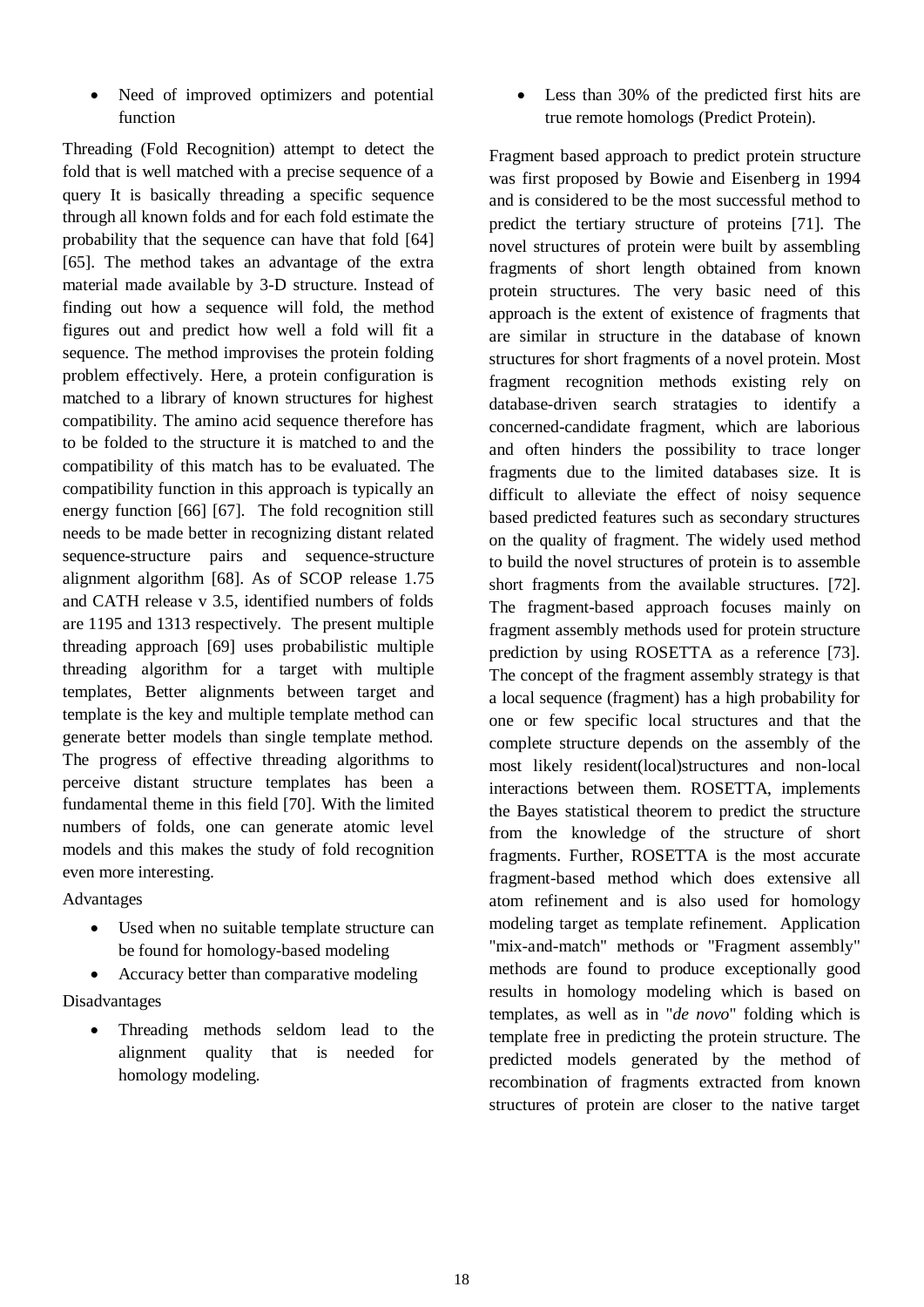- Need of improved optimizers and potential function

Threading (Fold Recognition) attempt to detect the fold that is well matched with a precise sequence of a query It is basically threading a specific sequence through all known folds and for each fold estimate the probability that the sequence can have that fold [64] [65]. The method takes an advantage of the extra material made available by 3-D structure. Instead of finding out how a sequence will fold, the method figures out and predict how well a fold will fit a sequence. The method improvises the protein folding problem effectively. Here, a protein configuration is matched to a library of known structures for highest compatibility. The amino acid sequence therefore has to be folded to the structure it is matched to and the compatibility of this match has to be evaluated. The compatibility function in this approach is typically an energy function [66] [67]. The fold recognition still needs to be made better in recognizing distant related sequence-structure pairs and sequence-structure alignment algorithm [68]. As of SCOP release 1.75 and CATH release v 3.5, identified numbers of folds are 1195 and 1313 respectively. The present multiple threading approach [69] uses probabilistic multiple threading algorithm for a target with multiple templates, Better alignments between target and template is the key and multiple template method can generate better models than single template method. The progress of effective threading algorithms to perceive distant structure templates has been a fundamental theme in this field [70]. With the limited numbers of folds, one can generate atomic level models and this makes the study of fold recognition even more interesting.

Advantages

- Used when no suitable template structure can be found for homology-based modeling
- Accuracy better than comparative modeling

Disadvantages

- Threading methods seldom lead to the alignment quality that is needed for homology modeling.
- Less than 30% of the predicted first hits are true remote homologs (Predict Protein).

Fragment based approach to predict protein structure was first proposed by Bowie and Eisenberg in 1994 and is considered to be the most successful method to predict the tertiary structure of proteins [71]. The novel structures of protein were built by assembling fragments of short length obtained from known protein structures. The very basic need of this approach is the extent of existence of fragments that are similar in structure in the database of known structures for short fragments of a novel protein. Most fragment recognition methods existing rely on database-driven search stratagies to identify a concerned-candidate fragment, which are laborious and often hinders the possibility to trace longer fragments due to the limited databases size. It is difficult to alleviate the effect of noisy sequence based predicted features such as secondary structures on the quality of fragment. The widely used method to build the novel structures of protein is to assemble short fragments from the available structures. [72]. The fragment-based approach focuses mainly on fragment assembly methods used for protein structure prediction by using ROSETTA as a reference [73]. The concept of the fragment assembly strategy is that a local sequence (fragment) has a high probability for one or few specific local structures and that the complete structure depends on the assembly of the most likely resident(local)structures and non-local interactions between them. ROSETTA, implements the Bayes statistical theorem to predict the structure from the knowledge of the structure of short fragments. Further, ROSETTA is the most accurate fragment-based method which does extensive all atom refinement and is also used for homology modeling target as template refinement. Application "mix-and-match" methods or "Fragment assembly" methods are found to produce exceptionally good results in homology modeling which is based on templates, as well as in "*de novo*" folding which is template free in predicting the protein structure. The predicted models generated by the method of recombination of fragments extracted from known structures of protein are closer to the native target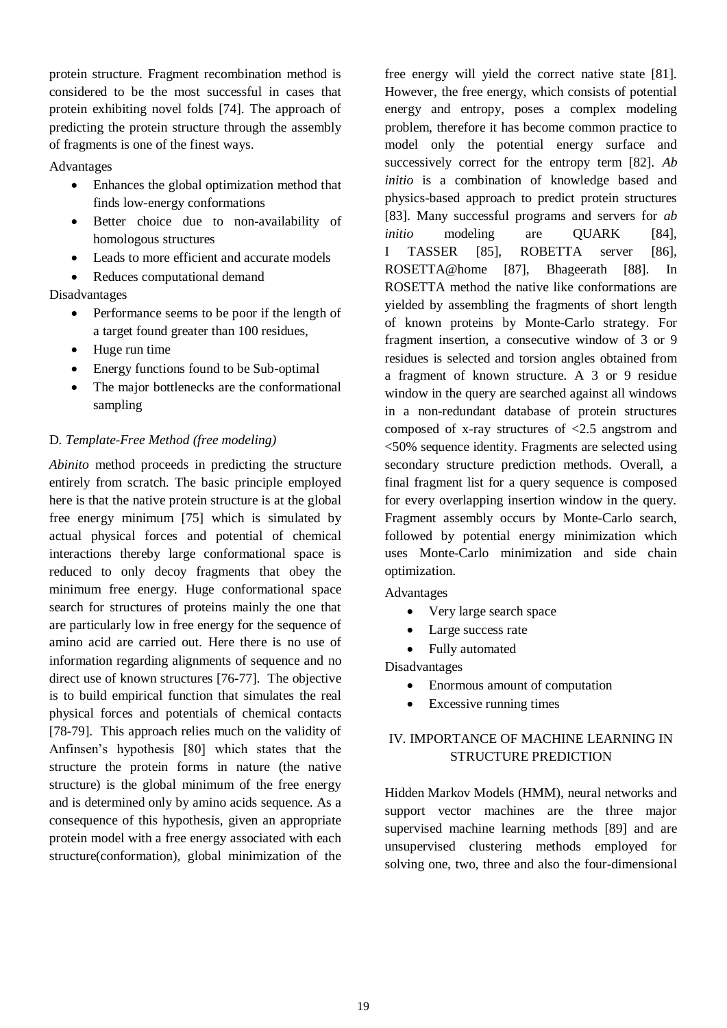protein structure. Fragment recombination method is considered to be the most successful in cases that protein exhibiting novel folds [74]. The approach of predicting the protein structure through the assembly of fragments is one of the finest ways.

Advantages

- Enhances the global optimization method that finds low-energy conformations
- Better choice due to non-availability of homologous structures
- Leads to more efficient and accurate models
- Reduces computational demand

Disadvantages

- Performance seems to be poor if the length of a target found greater than 100 residues,
- Huge run time
- Energy functions found to be Sub-optimal
- The major bottlenecks are the conformational sampling

### D. *Template-Free Method (free modeling)*

*Abinito* method proceeds in predicting the structure entirely from scratch. The basic principle employed here is that the native protein structure is at the global free energy minimum [75] which is simulated by actual physical forces and potential of chemical interactions thereby large conformational space is reduced to only decoy fragments that obey the minimum free energy. Huge conformational space search for structures of proteins mainly the one that are particularly low in free energy for the sequence of amino acid are carried out. Here there is no use of information regarding alignments of sequence and no direct use of known structures [76-77]. The objective is to build empirical function that simulates the real physical forces and potentials of chemical contacts [78-79]. This approach relies much on the validity of Anfinsen's hypothesis [80] which states that the structure the protein forms in nature (the native structure) is the global minimum of the free energy and is determined only by amino acids sequence. As a consequence of this hypothesis, given an appropriate protein model with a free energy associated with each structure(conformation), global minimization of the free energy will yield the correct native state [81]. However, the free energy, which consists of potential energy and entropy, poses a complex modeling problem, therefore it has become common practice to model only the potential energy surface and successively correct for the entropy term [82]. *Ab initio* is a combination of knowledge based and physics-based approach to predict protein structures [83]. Many successful programs and servers for *ab initio* modeling are QUARK [84], I TASSER [85], ROBETTA server [86], ROSETTA@home [87], Bhageerath [88]. In ROSETTA method the native like conformations are yielded by assembling the fragments of short length of known proteins by Monte-Carlo strategy. For fragment insertion, a consecutive window of 3 or 9 residues is selected and torsion angles obtained from a fragment of known structure. A 3 or 9 residue window in the query are searched against all windows in a non-redundant database of protein structures composed of x-ray structures of <2.5 angstrom and <50% sequence identity. Fragments are selected using secondary structure prediction methods. Overall, a final fragment list for a query sequence is composed for every overlapping insertion window in the query. Fragment assembly occurs by Monte-Carlo search, followed by potential energy minimization which uses Monte-Carlo minimization and side chain optimization.

Advantages

- Very large search space
- Large success rate
- Fully automated

Disadvantages

- Enormous amount of computation
- Excessive running times

## IV. IMPORTANCE OF MACHINE LEARNING IN STRUCTURE PREDICTION

Hidden Markov Models (HMM), neural networks and support vector machines are the three major supervised machine learning methods [89] and are unsupervised clustering methods employed for solving one, two, three and also the four-dimensional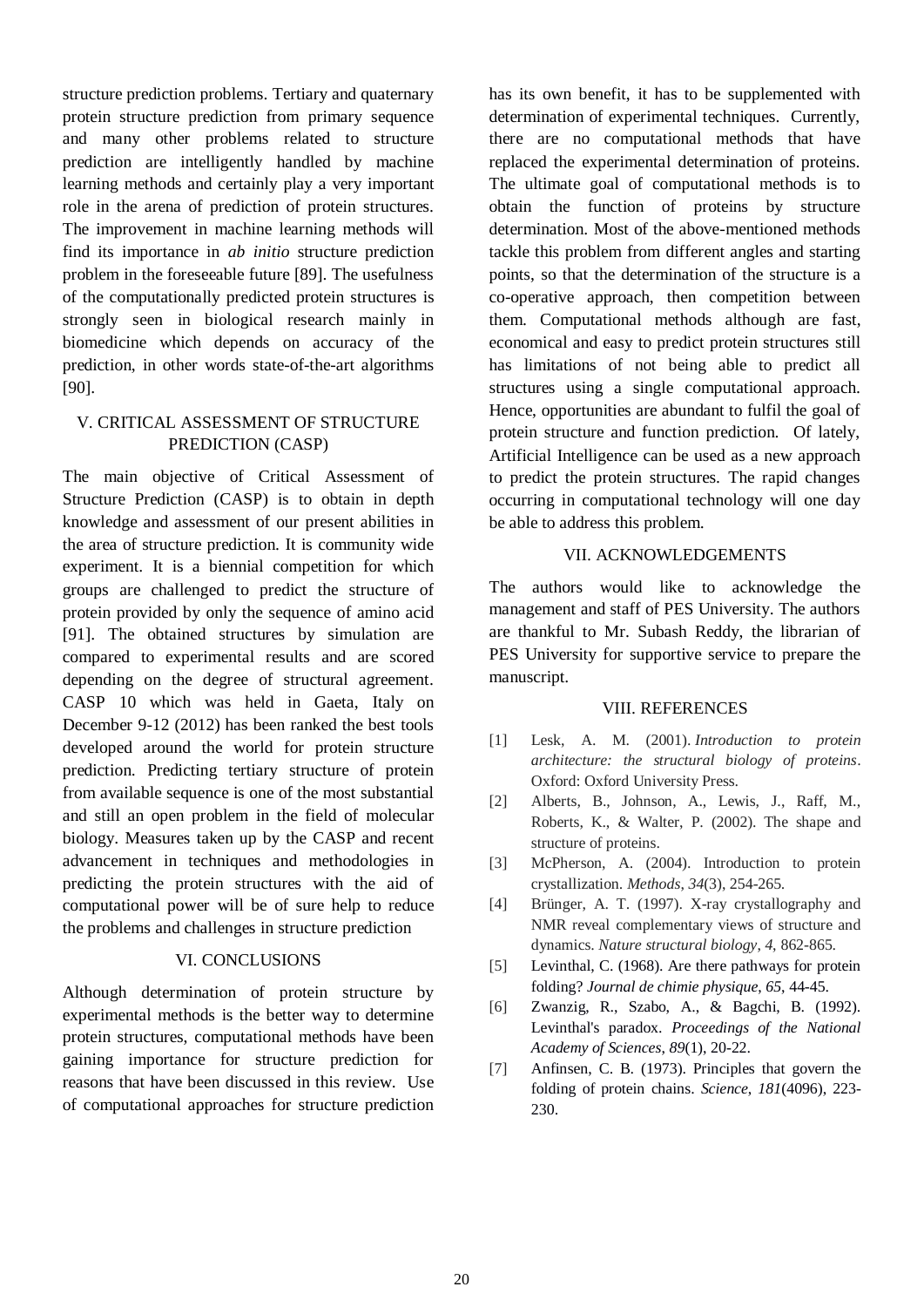structure prediction problems. Tertiary and quaternary protein structure prediction from primary sequence and many other problems related to structure prediction are intelligently handled by machine learning methods and certainly play a very important role in the arena of prediction of protein structures. The improvement in machine learning methods will find its importance in *ab initio* structure prediction problem in the foreseeable future [89]. The usefulness of the computationally predicted protein structures is strongly seen in biological research mainly in biomedicine which depends on accuracy of the prediction, in other words state-of-the-art algorithms [90].

## V. CRITICAL ASSESSMENT OF STRUCTURE PREDICTION (CASP)

The main objective of Critical Assessment of Structure Prediction (CASP) is to obtain in depth knowledge and assessment of our present abilities in the area of structure prediction. It is community wide experiment. It is a biennial competition for which groups are challenged to predict the structure of protein provided by only the sequence of amino acid [91]. The obtained structures by simulation are compared to experimental results and are scored depending on the degree of structural agreement. CASP 10 which was held in Gaeta, Italy on December 9-12 (2012) has been ranked the best tools developed around the world for protein structure prediction. Predicting tertiary structure of protein from available sequence is one of the most substantial and still an open problem in the field of molecular biology. Measures taken up by the CASP and recent advancement in techniques and methodologies in predicting the protein structures with the aid of computational power will be of sure help to reduce the problems and challenges in structure prediction

## VI. CONCLUSIONS

Although determination of protein structure by experimental methods is the better way to determine protein structures, computational methods have been gaining importance for structure prediction for reasons that have been discussed in this review. Use of computational approaches for structure prediction has its own benefit, it has to be supplemented with determination of experimental techniques. Currently, there are no computational methods that have replaced the experimental determination of proteins. The ultimate goal of computational methods is to obtain the function of proteins by structure determination. Most of the above-mentioned methods tackle this problem from different angles and starting points, so that the determination of the structure is a co-operative approach, then competition between them. Computational methods although are fast, economical and easy to predict protein structures still has limitations of not being able to predict all structures using a single computational approach. Hence, opportunities are abundant to fulfil the goal of protein structure and function prediction. Of lately, Artificial Intelligence can be used as a new approach to predict the protein structures. The rapid changes occurring in computational technology will one day be able to address this problem.

## VII. ACKNOWLEDGEMENTS

The authors would like to acknowledge the management and staff of PES University. The authors are thankful to Mr. Subash Reddy, the librarian of PES University for supportive service to prepare the manuscript.

## VIII. REFERENCES

[1] Lesk, A. M. (2001). *Introduction to protein architecture: the structural biology of proteins*. Oxford: Oxford University Press.

[2] Alberts, B., Johnson, A., Lewis, J., Raff, M., Roberts, K., & Walter, P. (2002). The shape and structure of proteins.

[3] McPherson, A. (2004). Introduction to protein crystallization. *Methods*, *34*(3), 254-265.

[4] Brünger, A. T. (1997). X-ray crystallography and NMR reveal complementary views of structure and dynamics. *Nature structural biology*, *4*, 862-865.

[5] Levinthal, C. (1968). Are there pathways for protein folding? *Journal de chimie physique*, *65*, 44-45.

[6] Zwanzig, R., Szabo, A., & Bagchi, B. (1992). Levinthal's paradox. *Proceedings of the National Academy of Sciences*, *89*(1), 20-22.

[7] Anfinsen, C. B. (1973). Principles that govern the folding of protein chains. *Science*, *181*(4096), 223-230.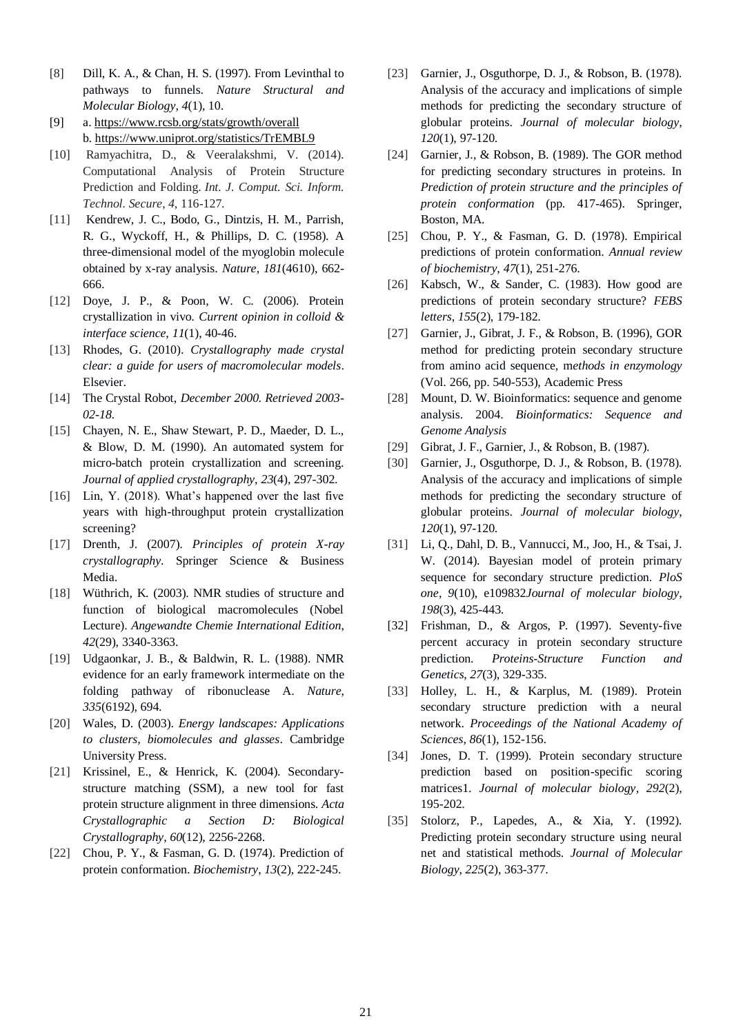[8] Dill, K. A., & Chan, H. S. (1997). From Levinthal to pathways to funnels. *Nature Structural and Molecular Biology*, *4*(1), 10.

[9] a. https://www.rcsb.org/stats/growth/overall
b. https://www.uniprot.org/statistics/TrEMBL9

[10] Ramyachitra, D., & Veeralakshmi, V. (2014). Computational Analysis of Protein Structure Prediction and Folding. *Int. J. Comput. Sci. Inform. Technol. Secure*, *4*, 116-127.

[11] Kendrew, J. C., Bodo, G., Dintzis, H. M., Parrish, R. G., Wyckoff, H., & Phillips, D. C. (1958). A three-dimensional model of the myoglobin molecule obtained by x-ray analysis. *Nature*, *181*(4610), 662-666.

[12] Doye, J. P., & Poon, W. C. (2006). Protein crystallization in vivo. *Current opinion in colloid & interface science*, *11*(1), 40-46.

[13] Rhodes, G. (2010). *Crystallography made crystal clear: a guide for users of macromolecular models*. Elsevier.

[14] The Crystal Robot, *December 2000. Retrieved 2003-02-18.*

[15] Chayen, N. E., Shaw Stewart, P. D., Maeder, D. L., & Blow, D. M. (1990). An automated system for micro-batch protein crystallization and screening. *Journal of applied crystallography*, *23*(4), 297-302.

[16] Lin, Y. (2018). What's happened over the last five years with high-throughput protein crystallization screening?

[17] Drenth, J. (2007). *Principles of protein X-ray crystallography*. Springer Science & Business Media.

[18] Wüthrich, K. (2003). NMR studies of structure and function of biological macromolecules (Nobel Lecture). *Angewandte Chemie International Edition*, *42*(29), 3340-3363.

[19] Udgaonkar, J. B., & Baldwin, R. L. (1988). NMR evidence for an early framework intermediate on the folding pathway of ribonuclease A. *Nature*, *335*(6192), 694.

[20] Wales, D. (2003). *Energy landscapes: Applications to clusters, biomolecules and glasses*. Cambridge University Press.

[21] Krissinel, E., & Henrick, K. (2004). Secondary-structure matching (SSM), a new tool for fast protein structure alignment in three dimensions. *Acta Crystallographic a Section D: Biological Crystallography*, *60*(12), 2256-2268.

[22] Chou, P. Y., & Fasman, G. D. (1974). Prediction of protein conformation. *Biochemistry*, *13*(2), 222-245.

[23] Garnier, J., Osguthorpe, D. J., & Robson, B. (1978). Analysis of the accuracy and implications of simple methods for predicting the secondary structure of globular proteins. *Journal of molecular biology*, *120*(1), 97-120.

[24] Garnier, J., & Robson, B. (1989). The GOR method for predicting secondary structures in proteins. In *Prediction of protein structure and the principles of protein conformation* (pp. 417-465). Springer, Boston, MA.

[25] Chou, P. Y., & Fasman, G. D. (1978). Empirical predictions of protein conformation. *Annual review of biochemistry*, *47*(1), 251-276.

[26] Kabsch, W., & Sander, C. (1983). How good are predictions of protein secondary structure? *FEBS letters*, *155*(2), 179-182.

[27] Garnier, J., Gibrat, J. F., & Robson, B. (1996), GOR method for predicting protein secondary structure from amino acid sequence, m*ethods in enzymology* (Vol. 266, pp. 540-553), Academic Press

[28] Mount, D. W. Bioinformatics: sequence and genome analysis. 2004. *Bioinformatics: Sequence and Genome Analysis*

[29] Gibrat, J. F., Garnier, J., & Robson, B. (1987).

[30] Garnier, J., Osguthorpe, D. J., & Robson, B. (1978). Analysis of the accuracy and implications of simple methods for predicting the secondary structure of globular proteins. *Journal of molecular biology*, *120*(1), 97-120.

[31] Li, Q., Dahl, D. B., Vannucci, M., Joo, H., & Tsai, J. W. (2014). Bayesian model of protein primary sequence for secondary structure prediction. *PloS one*, *9*(10), e109832*Journal of molecular biology*, *198*(3), 425-443.

[32] Frishman, D., & Argos, P. (1997). Seventy-five percent accuracy in protein secondary structure prediction. *Proteins-Structure Function and Genetics*, *27*(3), 329-335.

[33] Holley, L. H., & Karplus, M. (1989). Protein secondary structure prediction with a neural network. *Proceedings of the National Academy of Sciences*, *86*(1), 152-156.

[34] Jones, D. T. (1999). Protein secondary structure prediction based on position-specific scoring matrices1. *Journal of molecular biology*, *292*(2), 195-202.

[35] Stolorz, P., Lapedes, A., & Xia, Y. (1992). Predicting protein secondary structure using neural net and statistical methods. *Journal of Molecular Biology*, *225*(2), 363-377.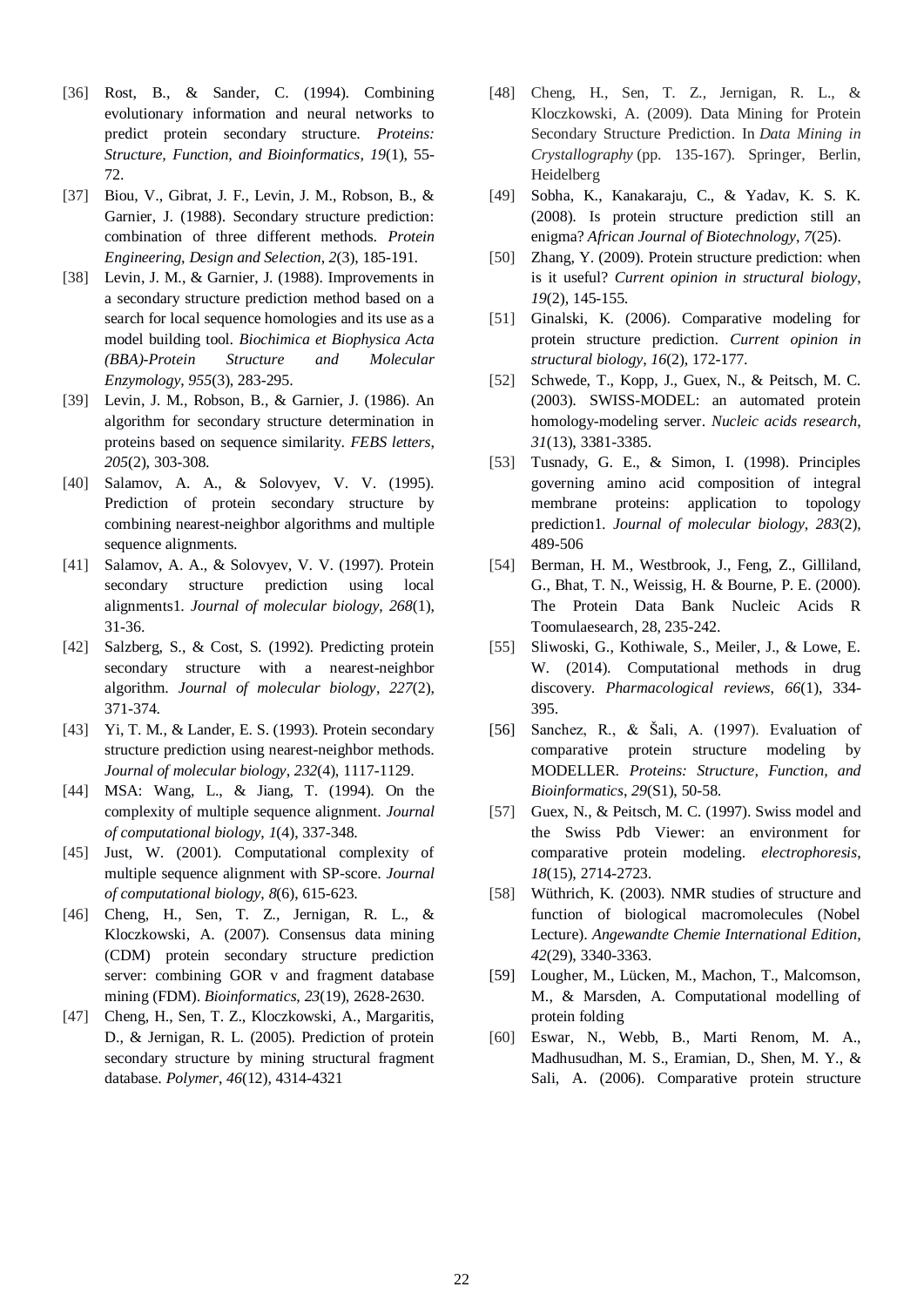[36] Rost, B., & Sander, C. (1994). Combining evolutionary information and neural networks to predict protein secondary structure. *Proteins: Structure, Function, and Bioinformatics*, *19*(1), 55-72.

[37] Biou, V., Gibrat, J. F., Levin, J. M., Robson, B., & Garnier, J. (1988). Secondary structure prediction: combination of three different methods. *Protein Engineering, Design and Selection*, *2*(3), 185-191.

[38] Levin, J. M., & Garnier, J. (1988). Improvements in a secondary structure prediction method based on a search for local sequence homologies and its use as a model building tool. *Biochimica et Biophysica Acta (BBA)-Protein Structure and Molecular Enzymology*, *955*(3), 283-295.

[39] Levin, J. M., Robson, B., & Garnier, J. (1986). An algorithm for secondary structure determination in proteins based on sequence similarity. *FEBS letters*, *205*(2), 303-308.

[40] Salamov, A. A., & Solovyev, V. V. (1995). Prediction of protein secondary structure by combining nearest-neighbor algorithms and multiple sequence alignments.

[41] Salamov, A. A., & Solovyev, V. V. (1997). Protein secondary structure prediction using local alignments1. *Journal of molecular biology*, *268*(1), 31-36.

[42] Salzberg, S., & Cost, S. (1992). Predicting protein secondary structure with a nearest-neighbor algorithm. *Journal of molecular biology*, *227*(2), 371-374.

[43] Yi, T. M., & Lander, E. S. (1993). Protein secondary structure prediction using nearest-neighbor methods. *Journal of molecular biology*, *232*(4), 1117-1129.

[44] MSA: Wang, L., & Jiang, T. (1994). On the complexity of multiple sequence alignment. *Journal of computational biology*, *1*(4), 337-348.

[45] Just, W. (2001). Computational complexity of multiple sequence alignment with SP-score. *Journal of computational biology*, *8*(6), 615-623.

[46] Cheng, H., Sen, T. Z., Jernigan, R. L., & Kloczkowski, A. (2007). Consensus data mining (CDM) protein secondary structure prediction server: combining GOR v and fragment database mining (FDM). *Bioinformatics*, *23*(19), 2628-2630.

[47] Cheng, H., Sen, T. Z., Kloczkowski, A., Margaritis, D., & Jernigan, R. L. (2005). Prediction of protein secondary structure by mining structural fragment database. *Polymer*, *46*(12), 4314-4321

[48] Cheng, H., Sen, T. Z., Jernigan, R. L., & Kloczkowski, A. (2009). Data Mining for Protein Secondary Structure Prediction. In *Data Mining in Crystallography* (pp. 135-167). Springer, Berlin, Heidelberg

[49] Sobha, K., Kanakaraju, C., & Yadav, K. S. K. (2008). Is protein structure prediction still an enigma? *African Journal of Biotechnology*, *7*(25).

[50] Zhang, Y. (2009). Protein structure prediction: when is it useful? *Current opinion in structural biology*, *19*(2), 145-155.

[51] Ginalski, K. (2006). Comparative modeling for protein structure prediction. *Current opinion in structural biology*, *16*(2), 172-177.

[52] Schwede, T., Kopp, J., Guex, N., & Peitsch, M. C. (2003). SWISS-MODEL: an automated protein homology-modeling server. *Nucleic acids research*, *31*(13), 3381-3385.

[53] Tusnady, G. E., & Simon, I. (1998). Principles governing amino acid composition of integral membrane proteins: application to topology prediction1. *Journal of molecular biology*, *283*(2), 489-506

[54] Berman, H. M., Westbrook, J., Feng, Z., Gilliland, G., Bhat, T. N., Weissig, H. & Bourne, P. E. (2000). The Protein Data Bank Nucleic Acids R Toomulaesearch, 28, 235-242.

[55] Sliwoski, G., Kothiwale, S., Meiler, J., & Lowe, E. W. (2014). Computational methods in drug discovery. *Pharmacological reviews*, *66*(1), 334-395.

[56] Sanchez, R., & Šali, A. (1997). Evaluation of comparative protein structure modeling by MODELLER. *Proteins: Structure, Function, and Bioinformatics*, *29*(S1), 50-58.

[57] Guex, N., & Peitsch, M. C. (1997). Swiss model and the Swiss Pdb Viewer: an environment for comparative protein modeling. *electrophoresis*, *18*(15), 2714-2723.

[58] Wüthrich, K. (2003). NMR studies of structure and function of biological macromolecules (Nobel Lecture). *Angewandte Chemie International Edition*, *42*(29), 3340-3363.

[59] Lougher, M., Lücken, M., Machon, T., Malcomson, M., & Marsden, A. Computational modelling of protein folding

[60] Eswar, N., Webb, B., Marti Renom, M. A., Madhusudhan, M. S., Eramian, D., Shen, M. Y., & Sali, A. (2006). Comparative protein structure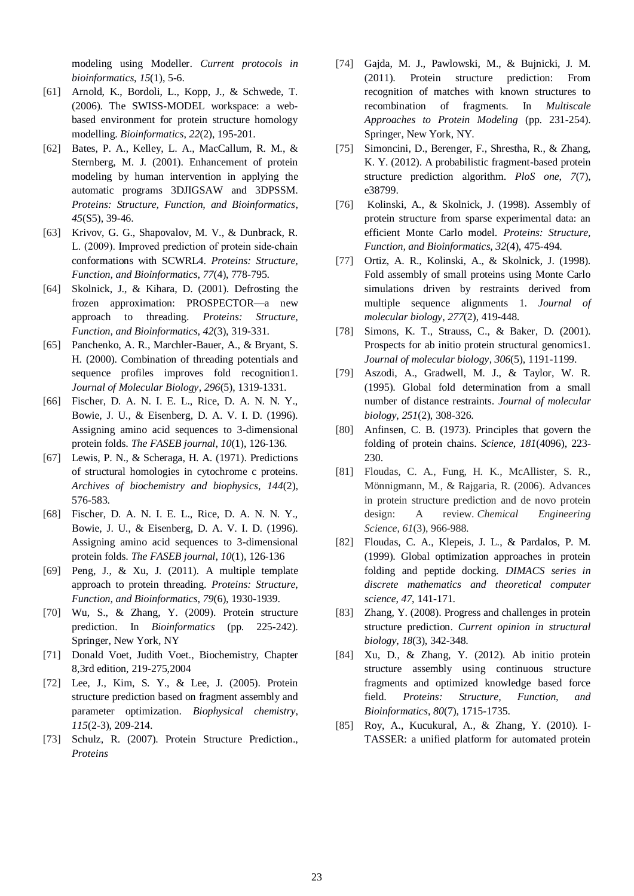modeling using Modeller. *Current protocols in bioinformatics*, *15*(1), 5-6.

[61] Arnold, K., Bordoli, L., Kopp, J., & Schwede, T. (2006). The SWISS-MODEL workspace: a web-based environment for protein structure homology modelling. *Bioinformatics*, *22*(2), 195-201.

[62] Bates, P. A., Kelley, L. A., MacCallum, R. M., & Sternberg, M. J. (2001). Enhancement of protein modeling by human intervention in applying the automatic programs 3DJIGSAW and 3DPSSM. *Proteins: Structure, Function, and Bioinformatics*, *45*(S5), 39-46.

[63] Krivov, G. G., Shapovalov, M. V., & Dunbrack, R. L. (2009). Improved prediction of protein side-chain conformations with SCWRL4. *Proteins: Structure, Function, and Bioinformatics*, *77*(4), 778-795.

[64] Skolnick, J., & Kihara, D. (2001). Defrosting the frozen approximation: PROSPECTOR—a new approach to threading. *Proteins: Structure, Function, and Bioinformatics*, *42*(3), 319-331.

[65] Panchenko, A. R., Marchler-Bauer, A., & Bryant, S. H. (2000). Combination of threading potentials and sequence profiles improves fold recognition1. *Journal of Molecular Biology*, *296*(5), 1319-1331.

[66] Fischer, D. A. N. I. E. L., Rice, D. A. N. N. Y., Bowie, J. U., & Eisenberg, D. A. V. I. D. (1996). Assigning amino acid sequences to 3-dimensional protein folds. *The FASEB journal*, *10*(1), 126-136.

[67] Lewis, P. N., & Scheraga, H. A. (1971). Predictions of structural homologies in cytochrome c proteins. *Archives of biochemistry and biophysics*, *144*(2), 576-583.

[68] Fischer, D. A. N. I. E. L., Rice, D. A. N. N. Y., Bowie, J. U., & Eisenberg, D. A. V. I. D. (1996). Assigning amino acid sequences to 3-dimensional protein folds. *The FASEB journal*, *10*(1), 126-136

[69] Peng, J., & Xu, J. (2011). A multiple template approach to protein threading. *Proteins: Structure, Function, and Bioinformatics*, *79*(6), 1930-1939.

[70] Wu, S., & Zhang, Y. (2009). Protein structure prediction. In *Bioinformatics* (pp. 225-242). Springer, New York, NY

[71] Donald Voet, Judith Voet., Biochemistry, Chapter 8,3rd edition, 219-275,2004

[72] Lee, J., Kim, S. Y., & Lee, J. (2005). Protein structure prediction based on fragment assembly and parameter optimization. *Biophysical chemistry*, *115*(2-3), 209-214.

[73] Schulz, R. (2007). Protein Structure Prediction., *Proteins*

[74] Gajda, M. J., Pawlowski, M., & Bujnicki, J. M. (2011). Protein structure prediction: From recognition of matches with known structures to recombination of fragments. In *Multiscale Approaches to Protein Modeling* (pp. 231-254). Springer, New York, NY.

[75] Simoncini, D., Berenger, F., Shrestha, R., & Zhang, K. Y. (2012). A probabilistic fragment-based protein structure prediction algorithm. *PloS one*, *7*(7), e38799.

[76] Kolinski, A., & Skolnick, J. (1998). Assembly of protein structure from sparse experimental data: an efficient Monte Carlo model. *Proteins: Structure, Function, and Bioinformatics*, *32*(4), 475-494.

[77] Ortiz, A. R., Kolinski, A., & Skolnick, J. (1998). Fold assembly of small proteins using Monte Carlo simulations driven by restraints derived from multiple sequence alignments 1. *Journal of molecular biology*, *277*(2), 419-448.

[78] Simons, K. T., Strauss, C., & Baker, D. (2001). Prospects for ab initio protein structural genomics1. *Journal of molecular biology*, *306*(5), 1191-1199.

[79] Aszodi, A., Gradwell, M. J., & Taylor, W. R. (1995). Global fold determination from a small number of distance restraints. *Journal of molecular biology*, *251*(2), 308-326.

[80] Anfinsen, C. B. (1973). Principles that govern the folding of protein chains. *Science*, *181*(4096), 223-230.

[81] Floudas, C. A., Fung, H. K., McAllister, S. R., Mönnigmann, M., & Rajgaria, R. (2006). Advances in protein structure prediction and de novo protein design: A review. *Chemical Engineering Science*, *61*(3), 966-988.

[82] Floudas, C. A., Klepeis, J. L., & Pardalos, P. M. (1999). Global optimization approaches in protein folding and peptide docking. *DIMACS series in discrete mathematics and theoretical computer science*, *47*, 141-171.

[83] Zhang, Y. (2008). Progress and challenges in protein structure prediction. *Current opinion in structural biology*, *18*(3), 342-348.

[84] Xu, D., & Zhang, Y. (2012). Ab initio protein structure assembly using continuous structure fragments and optimized knowledge based force field. *Proteins: Structure, Function, and Bioinformatics*, *80*(7), 1715-1735.

[85] Roy, A., Kucukural, A., & Zhang, Y. (2010). I-TASSER: a unified platform for automated protein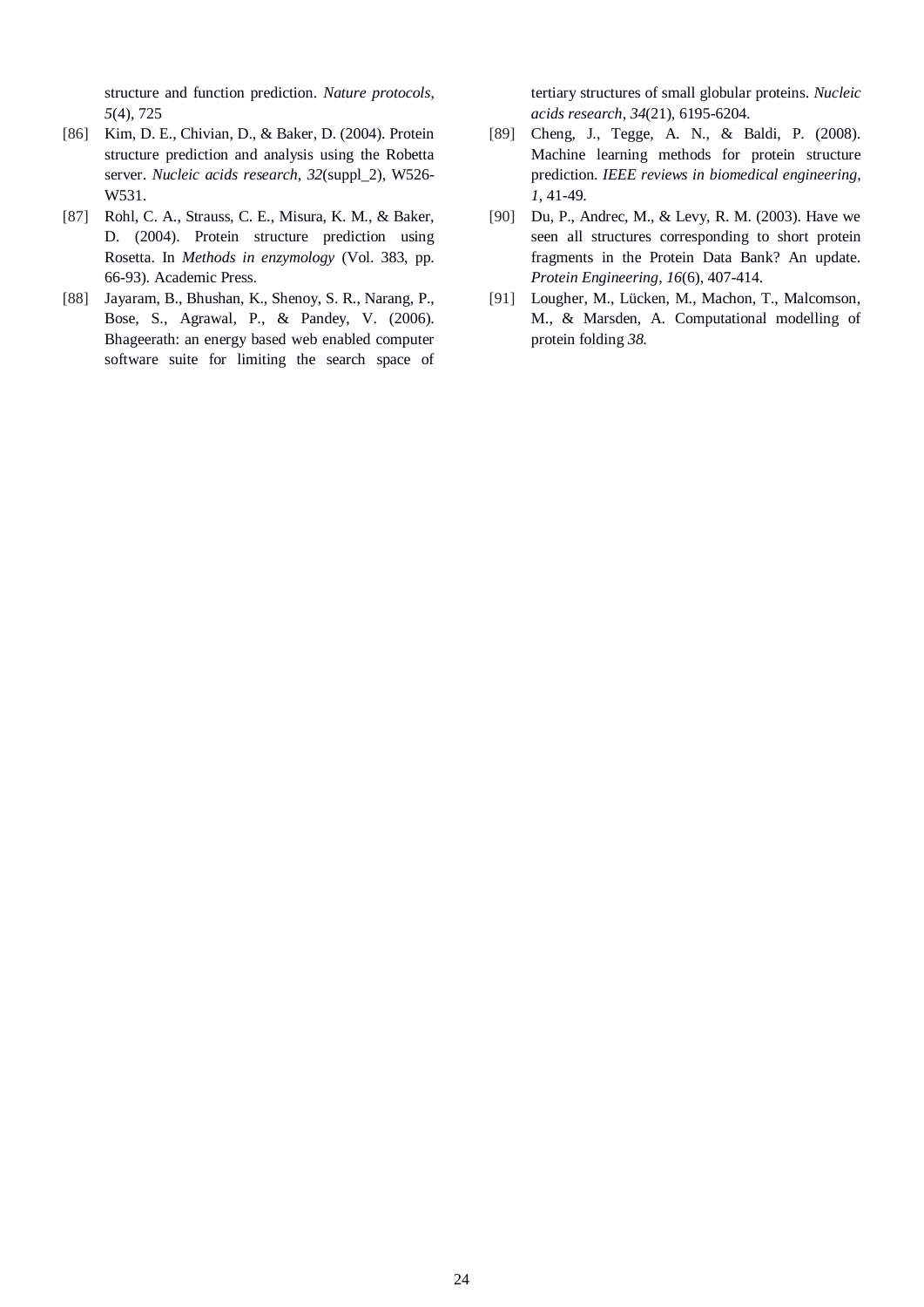structure and function prediction. *Nature protocols*, *5*(4), 725

[86] Kim, D. E., Chivian, D., & Baker, D. (2004). Protein structure prediction and analysis using the Robetta server. *Nucleic acids research*, *32*(suppl_2), W526-W531.

[87] Rohl, C. A., Strauss, C. E., Misura, K. M., & Baker, D. (2004). Protein structure prediction using Rosetta. In *Methods in enzymology* (Vol. 383, pp. 66-93). Academic Press.

[88] Jayaram, B., Bhushan, K., Shenoy, S. R., Narang, P., Bose, S., Agrawal, P., & Pandey, V. (2006). Bhageerath: an energy based web enabled computer software suite for limiting the search space of tertiary structures of small globular proteins. *Nucleic acids research*, *34*(21), 6195-6204.

[89] Cheng, J., Tegge, A. N., & Baldi, P. (2008). Machine learning methods for protein structure prediction. *IEEE reviews in biomedical engineering*, *1*, 41-49.

[90] Du, P., Andrec, M., & Levy, R. M. (2003). Have we seen all structures corresponding to short protein fragments in the Protein Data Bank? An update. *Protein Engineering*, *16*(6), 407-414.

[91] Lougher, M., Lücken, M., Machon, T., Malcomson, M., & Marsden, A. Computational modelling of protein folding *38*.